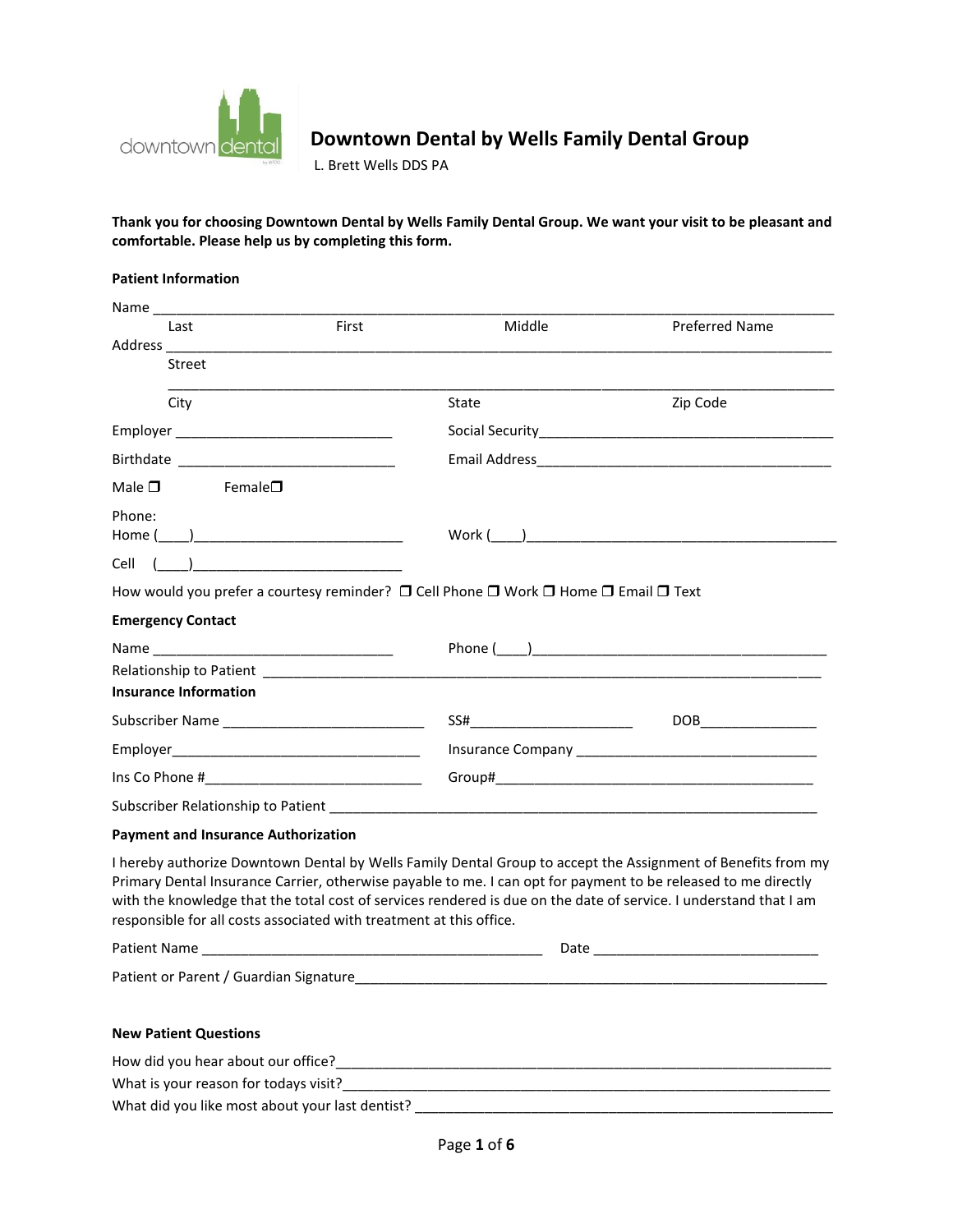# Downtown Dental by Wells Family Dental Group

L. Brett Wells DDS PA

**Thank you for choosing Downtown Dental by Wells Family Dental Group. We want your visit to be pleasant and comfortable. Please help us by completing this form.**

**Patient Information**

Name ____________________________________________________________________________
Last First Middle Preferred Name

Address __________________________________________________________________________
Street

__________________________________________________________________________
City State Zip Code

Employer ____________________________ Social Security______________________________________

Birthdate ____________________________ Email Address______________________________________

Male ❒ Female❒

Phone:
Home (____)___________________________ Work (____)_________________________________________

Cell (____)___________________________

How would you prefer a courtesy reminder? ❒ Cell Phone ❒ Work ❒ Home ❒ Email ❒ Text

**Emergency Contact**

Name _______________________________ Phone (____)______________________________________

Relationship to Patient _______________________________________________________________

**Insurance Information**

Subscriber Name __________________________ SS#_____________________ DOB_______________

Employer________________________________ Insurance Company _______________________________

Ins Co Phone #____________________________ Group#_________________________________________

Subscriber Relationship to Patient _____________________________________________________

**Payment and Insurance Authorization**

I hereby authorize Downtown Dental by Wells Family Dental Group to accept the Assignment of Benefits from my Primary Dental Insurance Carrier, otherwise payable to me. I can opt for payment to be released to me directly with the knowledge that the total cost of services rendered is due on the date of service. I understand that I am responsible for all costs associated with treatment at this office.

Patient Name _____________________________________________ Date _____________________________

Patient or Parent / Guardian Signature_______________________________________________________

**New Patient Questions**

How did you hear about our office?_______________________________________________________

What is your reason for todays visit?______________________________________________________

What did you like most about your last dentist? ____________________________________________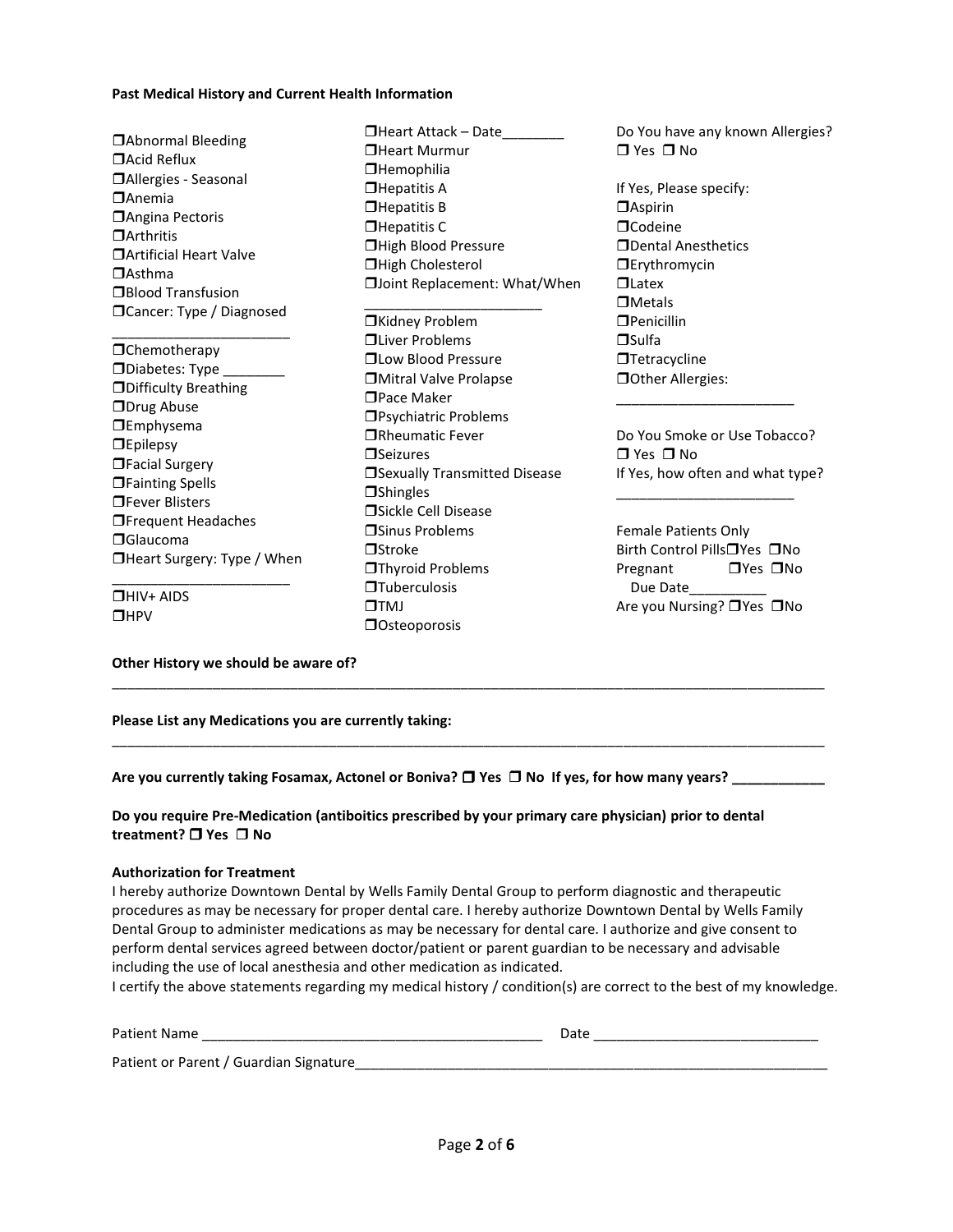**Past Medical History and Current Health Information**

- ❒Abnormal Bleeding
- ❒Acid Reflux
- ❒Allergies - Seasonal
- ❒Anemia
- ❒Angina Pectoris
- ❒Arthritis
- ❒Artificial Heart Valve
- ❒Asthma
- ❒Blood Transfusion
- ❒Cancer: Type / Diagnosed _______________________
- ❒Chemotherapy
- ❒Diabetes: Type ________
- ❒Difficulty Breathing
- ❒Drug Abuse
- ❒Emphysema
- ❒Epilepsy
- ❒Facial Surgery
- ❒Fainting Spells
- ❒Fever Blisters
- ❒Frequent Headaches
- ❒Glaucoma
- ❒Heart Surgery: Type / When _______________________
- ❒HIV+ AIDS
- ❒HPV
- ❒Heart Attack – Date________
- ❒Heart Murmur
- ❒Hemophilia
- ❒Hepatitis A
- ❒Hepatitis B
- ❒Hepatitis C
- ❒High Blood Pressure
- ❒High Cholesterol
- ❒Joint Replacement: What/When _______________________
- ❒Kidney Problem
- ❒Liver Problems
- ❒Low Blood Pressure
- ❒Mitral Valve Prolapse
- ❒Pace Maker
- ❒Psychiatric Problems
- ❒Rheumatic Fever
- ❒Seizures
- ❒Sexually Transmitted Disease
- ❒Shingles
- ❒Sickle Cell Disease
- ❒Sinus Problems
- ❒Stroke
- ❒Thyroid Problems
- ❒Tuberculosis
- ❒TMJ
- ❒Osteoporosis

Do You have any known Allergies?
❒ Yes ❒ No

If Yes, Please specify:

- ❒Aspirin
- ❒Codeine
- ❒Dental Anesthetics
- ❒Erythromycin
- ❒Latex
- ❒Metals
- ❒Penicillin
- ❒Sulfa
- ❒Tetracycline
- ❒Other Allergies: _______________________

Do You Smoke or Use Tobacco?
❒ Yes ❒ No
If Yes, how often and what type?
_______________________

Female Patients Only
Birth Control Pills❒Yes ❒No
Pregnant ❒Yes ❒No
Due Date__________
Are you Nursing? ❒Yes ❒No

**Other History we should be aware of?**
_____________________________________________________________________________________________

**Please List any Medications you are currently taking:**
_____________________________________________________________________________________________

**Are you currently taking Fosamax, Actonel or Boniva? ❒ Yes ❒ No If yes, for how many years? ____________**

**Do you require Pre-Medication (antiboitics prescribed by your primary care physician) prior to dental treatment? ❒ Yes ❒ No**

**Authorization for Treatment**
I hereby authorize Downtown Dental by Wells Family Dental Group to perform diagnostic and therapeutic procedures as may be necessary for proper dental care. I hereby authorize Downtown Dental by Wells Family Dental Group to administer medications as may be necessary for dental care. I authorize and give consent to perform dental services agreed between doctor/patient or parent guardian to be necessary and advisable including the use of local anesthesia and other medication as indicated.
I certify the above statements regarding my medical history / condition(s) are correct to the best of my knowledge.

Patient Name ____________________________________________ Date _____________________________

Patient or Parent / Guardian Signature_____________________________________________________________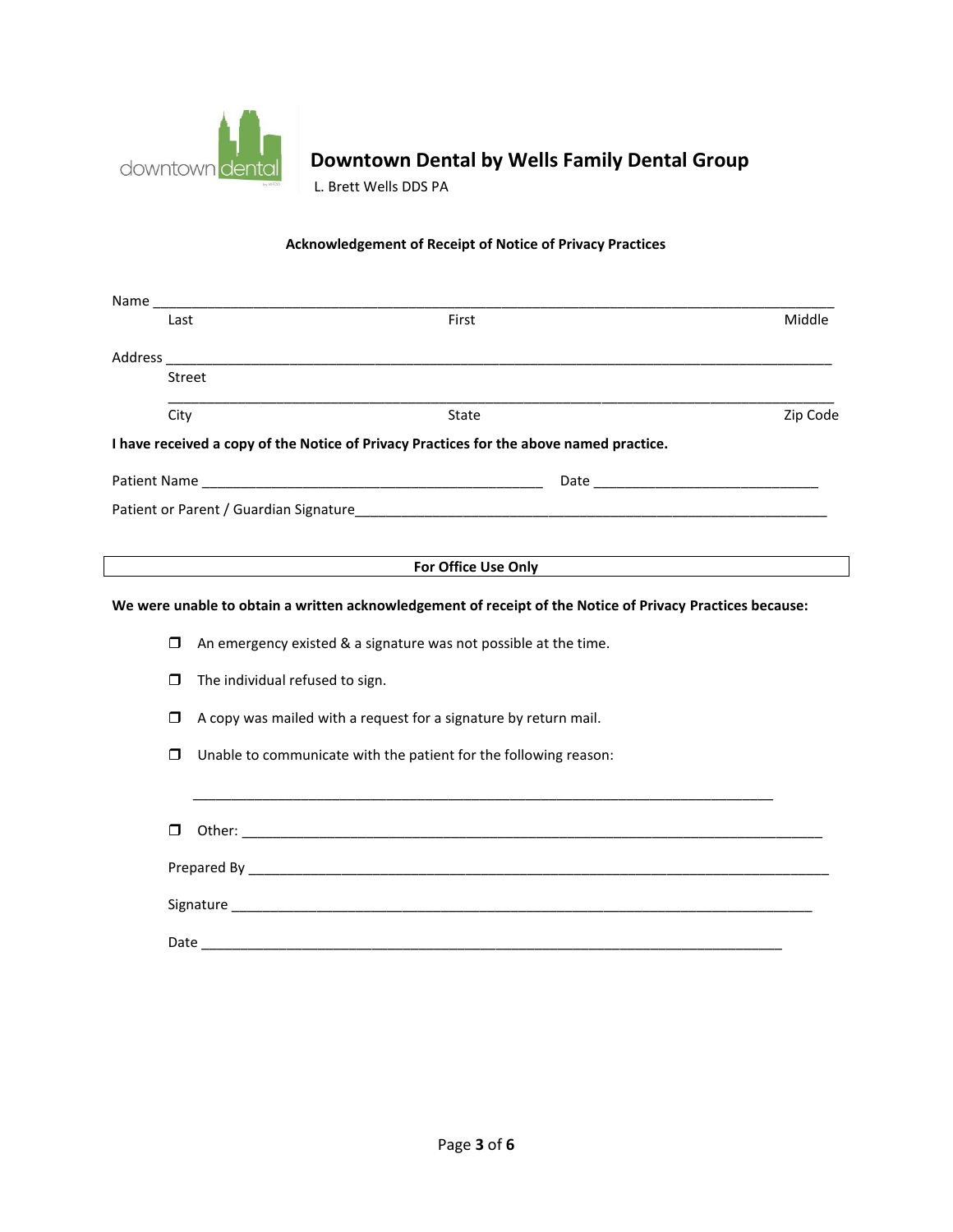# Downtown Dental by Wells Family Dental Group

L. Brett Wells DDS PA

## Acknowledgement of Receipt of Notice of Privacy Practices

Name ___________________________________________________________________________

Last                                         First                                         Middle

Address _________________________________________________________________________

Street

_________________________________________________________________________________

City                                         State                                         Zip Code

**I have received a copy of the Notice of Privacy Practices for the above named practice.**

Patient Name ________________________________________ Date ___________________________

Patient or Parent / Guardian Signature____________________________________________________

**For Office Use Only**

**We were unable to obtain a written acknowledgement of receipt of the Notice of Privacy Practices because:**

- ❒ An emergency existed & a signature was not possible at the time.
- ❒ The individual refused to sign.
- ❒ A copy was mailed with a request for a signature by return mail.
- ❒ Unable to communicate with the patient for the following reason:

  _____________________________________________________________________________

- ❒ Other: ______________________________________________________________________

Prepared By ____________________________________________________________________

Signature ______________________________________________________________________

Date __________________________________________________________________________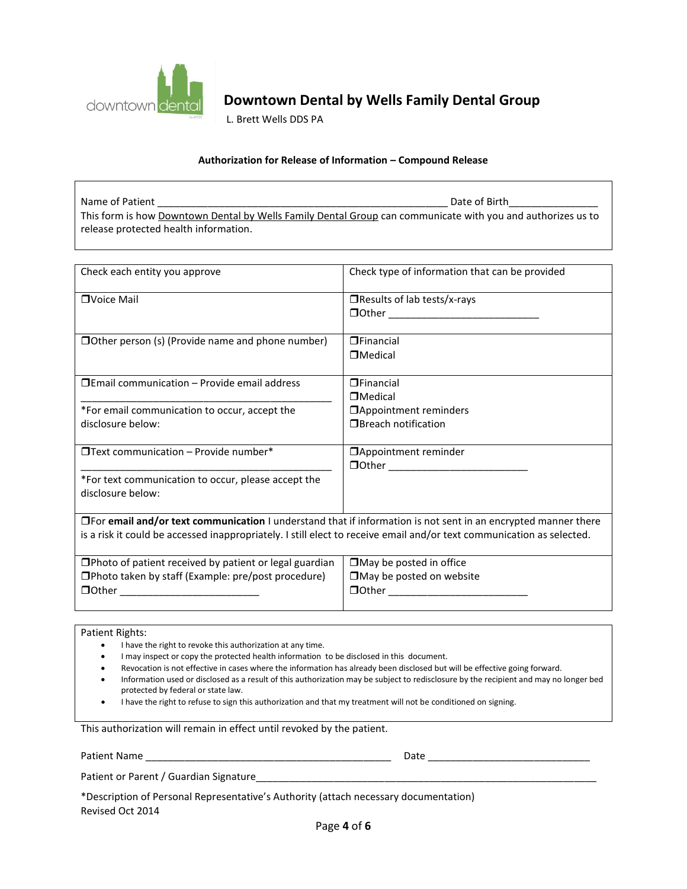# Downtown Dental by Wells Family Dental Group

L. Brett Wells DDS PA

### Authorization for Release of Information – Compound Release

Name of Patient ____________________________________________________ Date of Birth________________

This form is how Downtown Dental by Wells Family Dental Group can communicate with you and authorizes us to release protected health information.

| Check each entity you approve | Check type of information that can be provided |
|---|---|
| ❒Voice Mail | ❒Results of lab tests/x-rays<br>❒Other ___________________________ |
| ❒Other person (s) (Provide name and phone number) | ❒Financial<br>❒Medical |
| ❒Email communication – Provide email address<br>______________________________________________<br>*For email communication to occur, accept the disclosure below: | ❒Financial<br>❒Medical<br>❒Appointment reminders<br>❒Breach notification |
| ❒Text communication – Provide number*<br>______________________________________________<br>*For text communication to occur, please accept the disclosure below: | ❒Appointment reminder<br>❒Other _________________________ |
| ❒For **email and/or text communication** I understand that if information is not sent in an encrypted manner there is a risk it could be accessed inappropriately. I still elect to receive email and/or text communication as selected. | |
| ❒Photo of patient received by patient or legal guardian<br>❒Photo taken by staff (Example: pre/post procedure)<br>❒Other _________________________ | ❒May be posted in office<br>❒May be posted on website<br>❒Other _________________________ |

Patient Rights:

- I have the right to revoke this authorization at any time.
- I may inspect or copy the protected health information to be disclosed in this document.
- Revocation is not effective in cases where the information has already been disclosed but will be effective going forward.
- Information used or disclosed as a result of this authorization may be subject to redisclosure by the recipient and may no longer bed protected by federal or state law.
- I have the right to refuse to sign this authorization and that my treatment will not be conditioned on signing.

This authorization will remain in effect until revoked by the patient.

Patient Name _____________________________________________ Date _____________________________

Patient or Parent / Guardian Signature_______________________________________________________________

*Description of Personal Representative's Authority (attach necessary documentation)

Revised Oct 2014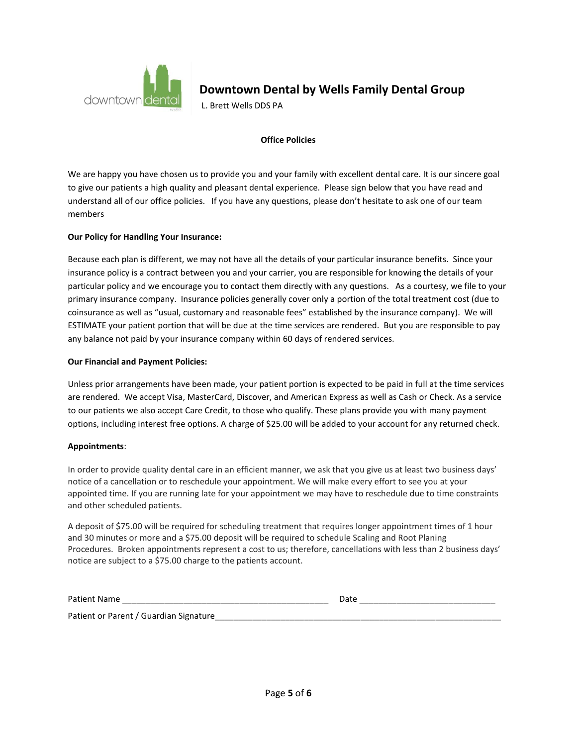# Downtown Dental by Wells Family Dental Group

L. Brett Wells DDS PA

## Office Policies

We are happy you have chosen us to provide you and your family with excellent dental care. It is our sincere goal to give our patients a high quality and pleasant dental experience. Please sign below that you have read and understand all of our office policies. If you have any questions, please don't hesitate to ask one of our team members

**Our Policy for Handling Your Insurance:**

Because each plan is different, we may not have all the details of your particular insurance benefits. Since your insurance policy is a contract between you and your carrier, you are responsible for knowing the details of your particular policy and we encourage you to contact them directly with any questions. As a courtesy, we file to your primary insurance company. Insurance policies generally cover only a portion of the total treatment cost (due to coinsurance as well as "usual, customary and reasonable fees" established by the insurance company). We will ESTIMATE your patient portion that will be due at the time services are rendered. But you are responsible to pay any balance not paid by your insurance company within 60 days of rendered services.

**Our Financial and Payment Policies:**

Unless prior arrangements have been made, your patient portion is expected to be paid in full at the time services are rendered. We accept Visa, MasterCard, Discover, and American Express as well as Cash or Check. As a service to our patients we also accept Care Credit, to those who qualify. These plans provide you with many payment options, including interest free options. A charge of $25.00 will be added to your account for any returned check.

**Appointments**:

In order to provide quality dental care in an efficient manner, we ask that you give us at least two business days' notice of a cancellation or to reschedule your appointment. We will make every effort to see you at your appointed time. If you are running late for your appointment we may have to reschedule due to time constraints and other scheduled patients.

A deposit of $75.00 will be required for scheduling treatment that requires longer appointment times of 1 hour and 30 minutes or more and a $75.00 deposit will be required to schedule Scaling and Root Planing Procedures. Broken appointments represent a cost to us; therefore, cancellations with less than 2 business days' notice are subject to a $75.00 charge to the patients account.

Patient Name ____________________________________________ Date ____________________________

Patient or Parent / Guardian Signature______________________________________________________________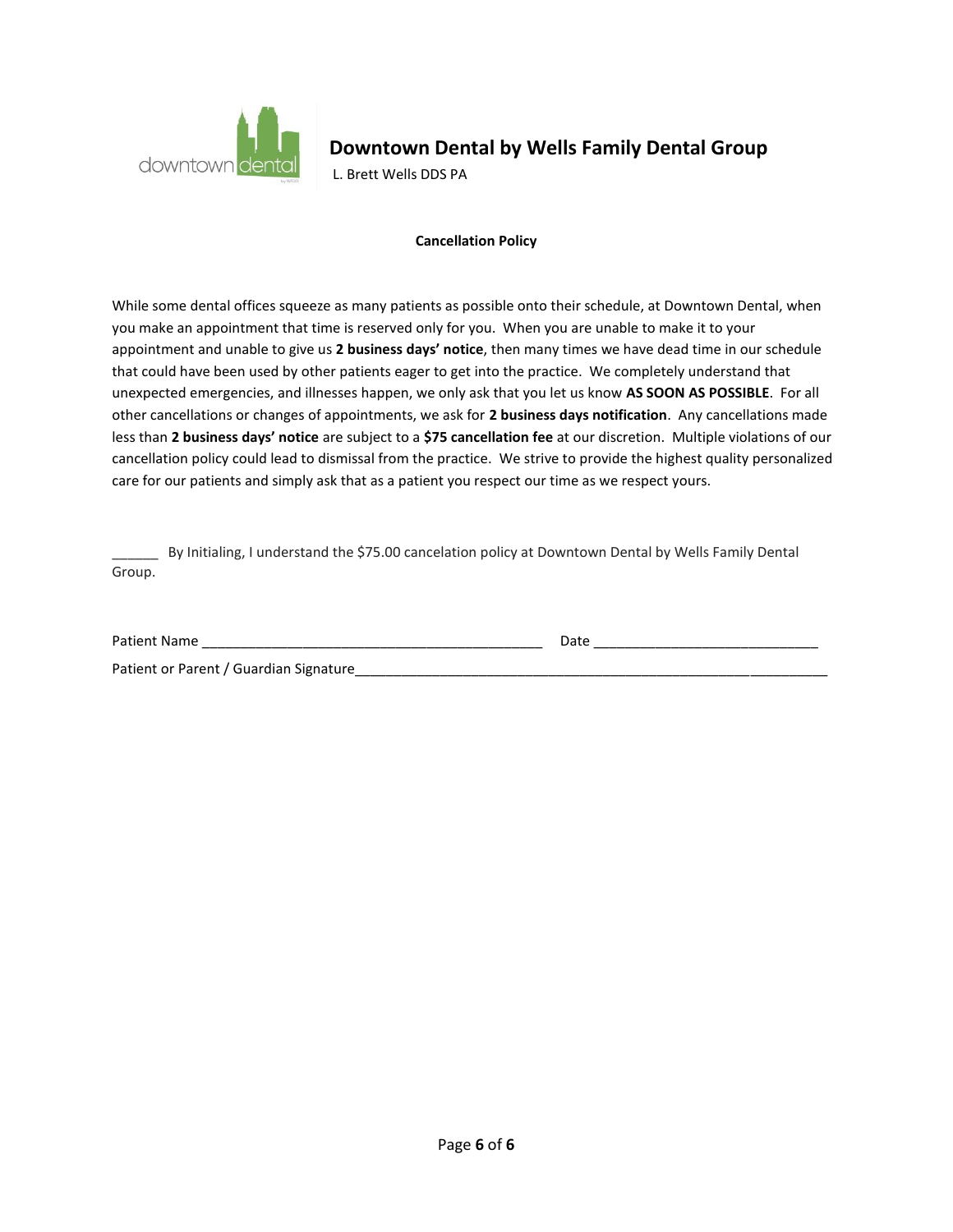# Downtown Dental by Wells Family Dental Group

L. Brett Wells DDS PA

**Cancellation Policy**

While some dental offices squeeze as many patients as possible onto their schedule, at Downtown Dental, when you make an appointment that time is reserved only for you. When you are unable to make it to your appointment and unable to give us **2 business days' notice**, then many times we have dead time in our schedule that could have been used by other patients eager to get into the practice. We completely understand that unexpected emergencies, and illnesses happen, we only ask that you let us know **AS SOON AS POSSIBLE**. For all other cancellations or changes of appointments, we ask for **2 business days notification**. Any cancellations made less than **2 business days' notice** are subject to a **$75 cancellation fee** at our discretion. Multiple violations of our cancellation policy could lead to dismissal from the practice. We strive to provide the highest quality personalized care for our patients and simply ask that as a patient you respect our time as we respect yours.

______ By Initialing, I understand the $75.00 cancelation policy at Downtown Dental by Wells Family Dental Group.

Patient Name ____________________________________________ Date _____________________________

Patient or Parent / Guardian Signature_____________________________________________________________